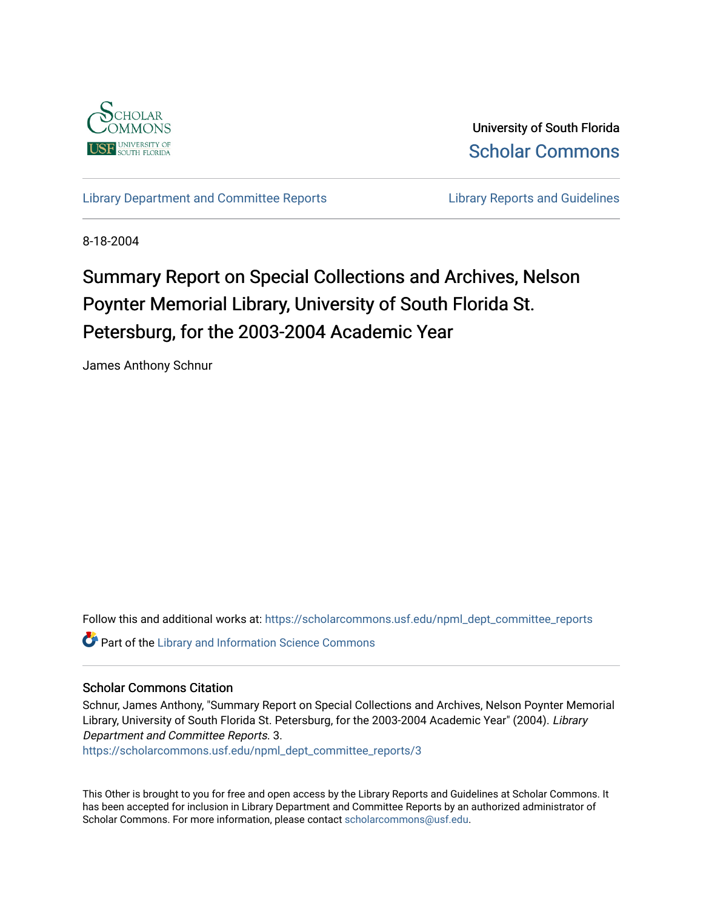University of South Florida
Scholar Commons

Library Department and Committee Reports | Library Reports and Guidelines

8-18-2004

# Summary Report on Special Collections and Archives, Nelson Poynter Memorial Library, University of South Florida St. Petersburg, for the 2003-2004 Academic Year

James Anthony Schnur

Follow this and additional works at: https://scholarcommons.usf.edu/npml_dept_committee_reports

Part of the Library and Information Science Commons

## Scholar Commons Citation

Schnur, James Anthony, "Summary Report on Special Collections and Archives, Nelson Poynter Memorial Library, University of South Florida St. Petersburg, for the 2003-2004 Academic Year" (2004). *Library Department and Committee Reports*. 3.
https://scholarcommons.usf.edu/npml_dept_committee_reports/3

This Other is brought to you for free and open access by the Library Reports and Guidelines at Scholar Commons. It has been accepted for inclusion in Library Department and Committee Reports by an authorized administrator of Scholar Commons. For more information, please contact scholarcommons@usf.edu.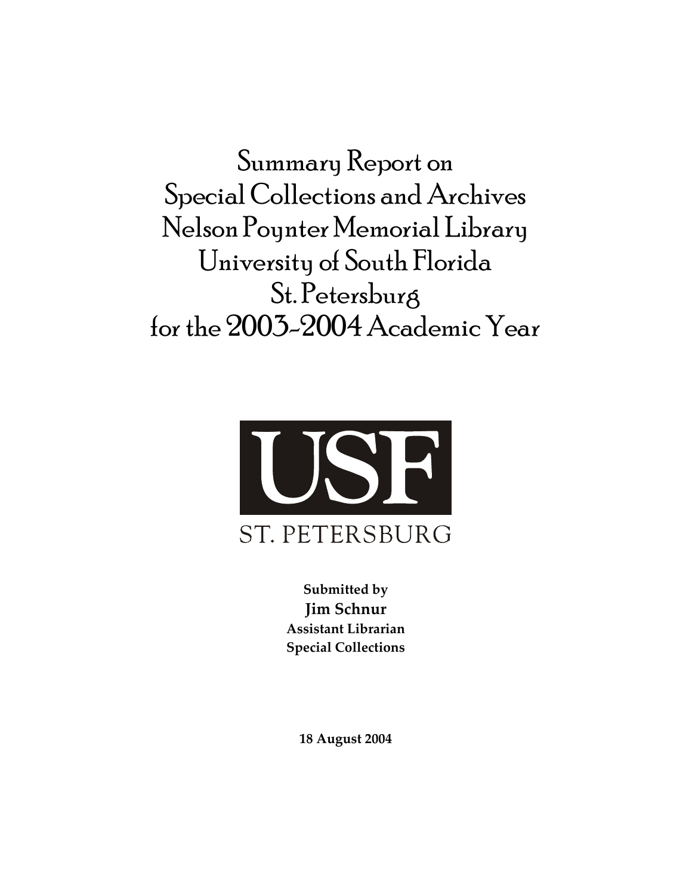# Summary Report on Special Collections and Archives Nelson Poynter Memorial Library University of South Florida St. Petersburg for the 2003-2004 Academic Year

USF

ST. PETERSBURG

**Submitted by**

**Jim Schnur**

**Assistant Librarian**

**Special Collections**

**18 August 2004**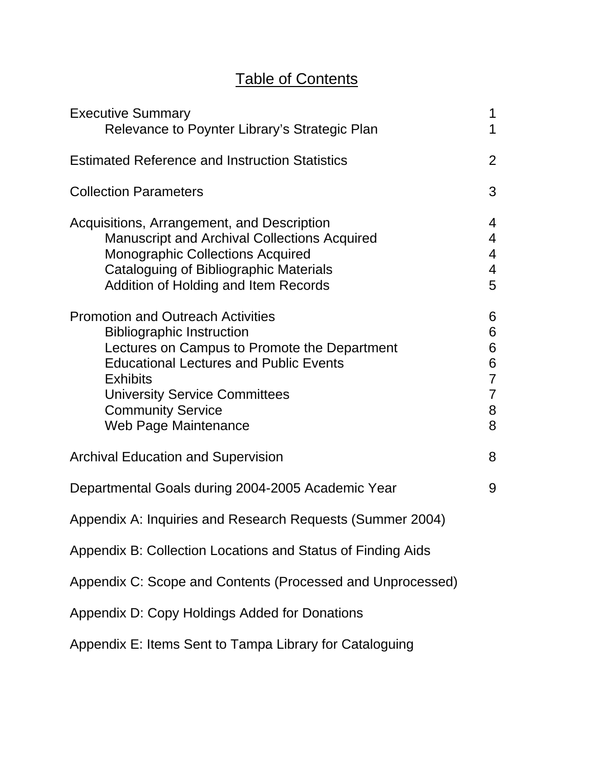# Table of Contents

| | |
|---|---|
| Executive Summary | 1 |
| &nbsp;&nbsp;&nbsp;&nbsp;Relevance to Poynter Library's Strategic Plan | 1 |
| Estimated Reference and Instruction Statistics | 2 |
| Collection Parameters | 3 |
| Acquisitions, Arrangement, and Description | 4 |
| &nbsp;&nbsp;&nbsp;&nbsp;Manuscript and Archival Collections Acquired | 4 |
| &nbsp;&nbsp;&nbsp;&nbsp;Monographic Collections Acquired | 4 |
| &nbsp;&nbsp;&nbsp;&nbsp;Cataloguing of Bibliographic Materials | 4 |
| &nbsp;&nbsp;&nbsp;&nbsp;Addition of Holding and Item Records | 5 |
| Promotion and Outreach Activities | 6 |
| &nbsp;&nbsp;&nbsp;&nbsp;Bibliographic Instruction | 6 |
| &nbsp;&nbsp;&nbsp;&nbsp;Lectures on Campus to Promote the Department | 6 |
| &nbsp;&nbsp;&nbsp;&nbsp;Educational Lectures and Public Events | 6 |
| &nbsp;&nbsp;&nbsp;&nbsp;Exhibits | 7 |
| &nbsp;&nbsp;&nbsp;&nbsp;University Service Committees | 7 |
| &nbsp;&nbsp;&nbsp;&nbsp;Community Service | 8 |
| &nbsp;&nbsp;&nbsp;&nbsp;Web Page Maintenance | 8 |
| Archival Education and Supervision | 8 |
| Departmental Goals during 2004-2005 Academic Year | 9 |
| Appendix A: Inquiries and Research Requests (Summer 2004) | |
| Appendix B: Collection Locations and Status of Finding Aids | |
| Appendix C: Scope and Contents (Processed and Unprocessed) | |
| Appendix D: Copy Holdings Added for Donations | |
| Appendix E: Items Sent to Tampa Library for Cataloguing | |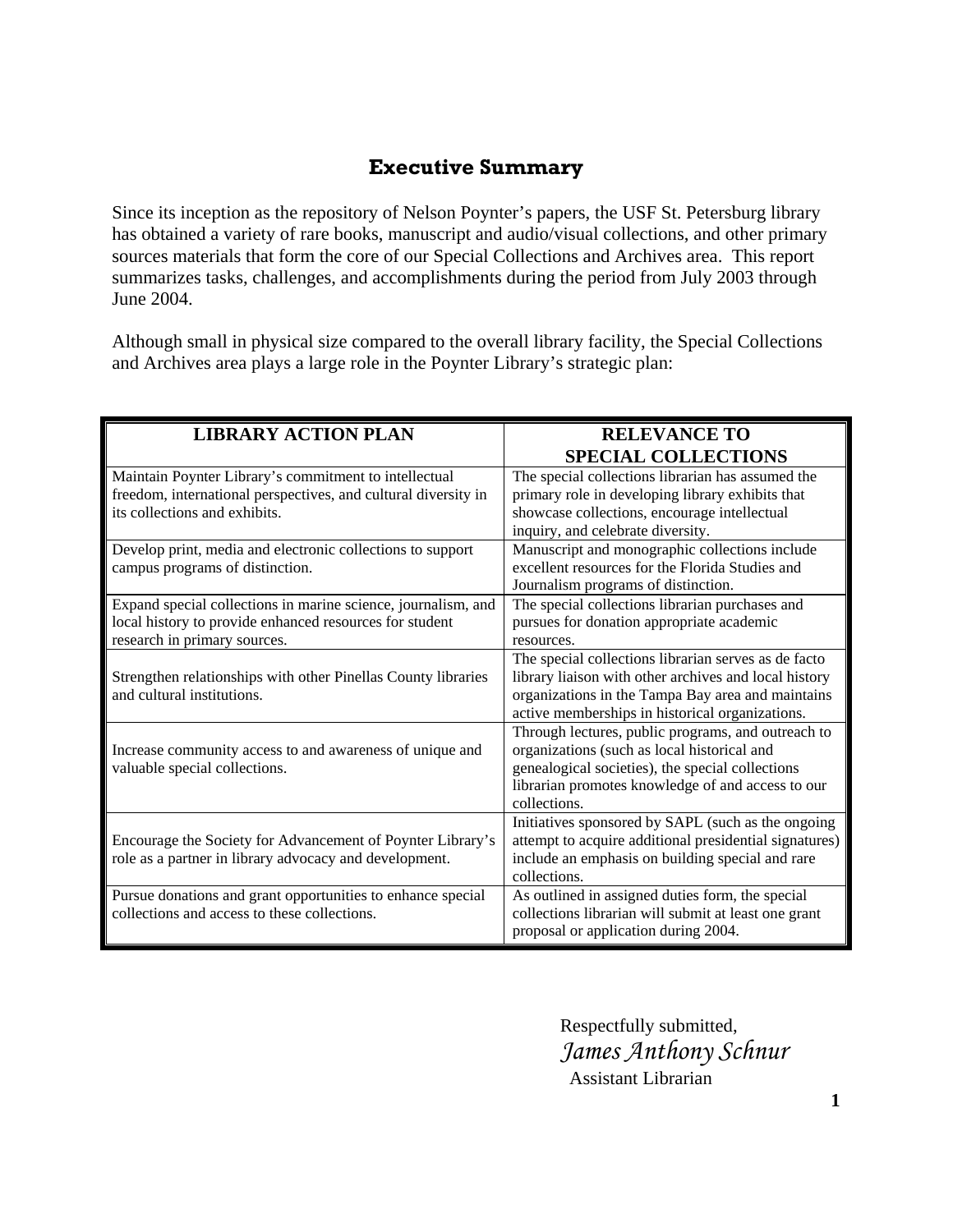## Executive Summary

Since its inception as the repository of Nelson Poynter's papers, the USF St. Petersburg library has obtained a variety of rare books, manuscript and audio/visual collections, and other primary sources materials that form the core of our Special Collections and Archives area. This report summarizes tasks, challenges, and accomplishments during the period from July 2003 through June 2004.

Although small in physical size compared to the overall library facility, the Special Collections and Archives area plays a large role in the Poynter Library's strategic plan:

| LIBRARY ACTION PLAN | RELEVANCE TO SPECIAL COLLECTIONS |
|---|---|
| Maintain Poynter Library's commitment to intellectual freedom, international perspectives, and cultural diversity in its collections and exhibits. | The special collections librarian has assumed the primary role in developing library exhibits that showcase collections, encourage intellectual inquiry, and celebrate diversity. |
| Develop print, media and electronic collections to support campus programs of distinction. | Manuscript and monographic collections include excellent resources for the Florida Studies and Journalism programs of distinction. |
| Expand special collections in marine science, journalism, and local history to provide enhanced resources for student research in primary sources. | The special collections librarian purchases and pursues for donation appropriate academic resources. |
| Strengthen relationships with other Pinellas County libraries and cultural institutions. | The special collections librarian serves as de facto library liaison with other archives and local history organizations in the Tampa Bay area and maintains active memberships in historical organizations. |
| Increase community access to and awareness of unique and valuable special collections. | Through lectures, public programs, and outreach to organizations (such as local historical and genealogical societies), the special collections librarian promotes knowledge of and access to our collections. |
| Encourage the Society for Advancement of Poynter Library's role as a partner in library advocacy and development. | Initiatives sponsored by SAPL (such as the ongoing attempt to acquire additional presidential signatures) include an emphasis on building special and rare collections. |
| Pursue donations and grant opportunities to enhance special collections and access to these collections. | As outlined in assigned duties form, the special collections librarian will submit at least one grant proposal or application during 2004. |

Respectfully submitted,
*James Anthony Schnur*
Assistant Librarian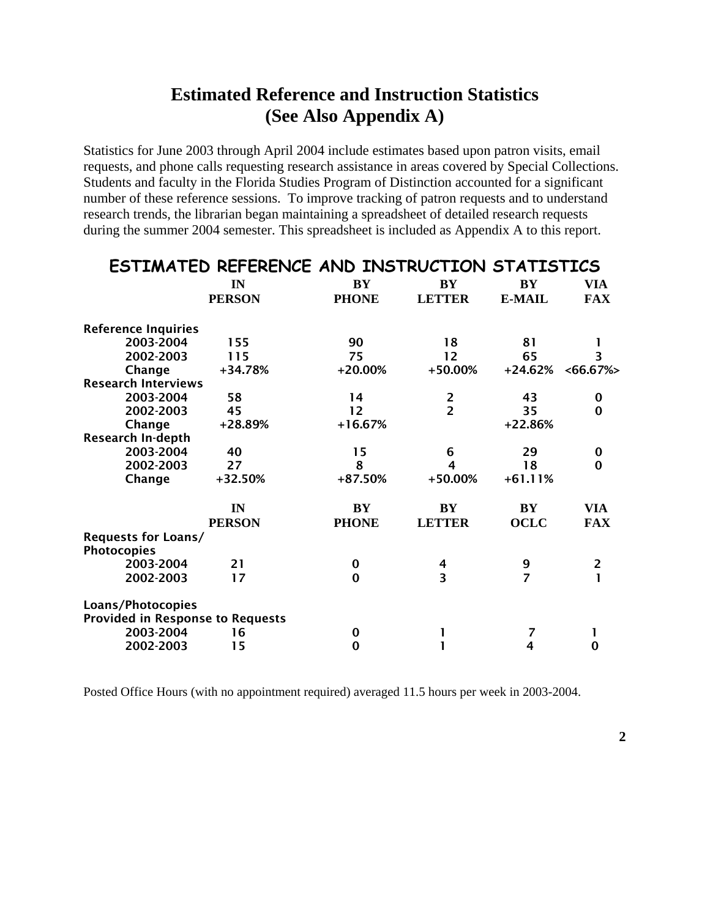# Estimated Reference and Instruction Statistics
# (See Also Appendix A)

Statistics for June 2003 through April 2004 include estimates based upon patron visits, email requests, and phone calls requesting research assistance in areas covered by Special Collections. Students and faculty in the Florida Studies Program of Distinction accounted for a significant number of these reference sessions. To improve tracking of patron requests and to understand research trends, the librarian began maintaining a spreadsheet of detailed research requests during the summer 2004 semester. This spreadsheet is included as Appendix A to this report.

## ESTIMATED REFERENCE AND INSTRUCTION STATISTICS

| | IN PERSON | BY PHONE | BY LETTER | BY E-MAIL | VIA FAX |
|---|---|---|---|---|---|
| **Reference Inquiries** | | | | | |
| 2003-2004 | 155 | 90 | 18 | 81 | 1 |
| 2002-2003 | 115 | 75 | 12 | 65 | 3 |
| Change | +34.78% | +20.00% | +50.00% | +24.62% | <66.67%> |
| **Research Interviews** | | | | | |
| 2003-2004 | 58 | 14 | 2 | 43 | 0 |
| 2002-2003 | 45 | 12 | 2 | 35 | 0 |
| Change | +28.89% | +16.67% | | +22.86% | |
| **Research In-depth** | | | | | |
| 2003-2004 | 40 | 15 | 6 | 29 | 0 |
| 2002-2003 | 27 | 8 | 4 | 18 | 0 |
| Change | +32.50% | +87.50% | +50.00% | +61.11% | |

| | IN PERSON | BY PHONE | BY LETTER | BY OCLC | VIA FAX |
|---|---|---|---|---|---|
| **Requests for Loans/ Photocopies** | | | | | |
| 2003-2004 | 21 | 0 | 4 | 9 | 2 |
| 2002-2003 | 17 | 0 | 3 | 7 | 1 |
| **Loans/Photocopies Provided in Response to Requests** | | | | | |
| 2003-2004 | 16 | 0 | 1 | 7 | 1 |
| 2002-2003 | 15 | 0 | 1 | 4 | 0 |

Posted Office Hours (with no appointment required) averaged 11.5 hours per week in 2003-2004.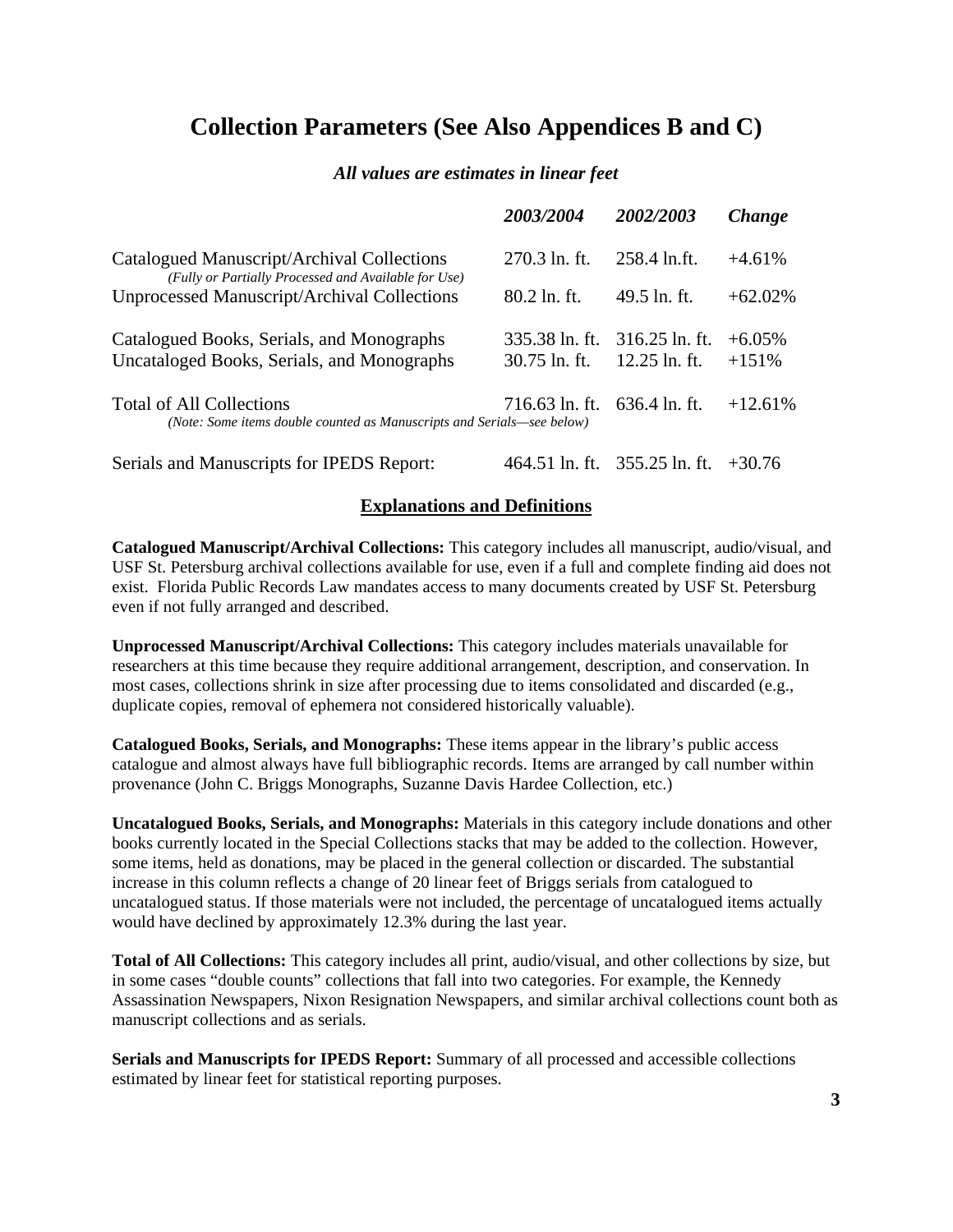# Collection Parameters (See Also Appendices B and C)

***All values are estimates in linear feet***

| | *2003/2004* | *2002/2003* | *Change* |
|---|---|---|---|
| Catalogued Manuscript/Archival Collections *(Fully or Partially Processed and Available for Use)* | 270.3 ln. ft. | 258.4 ln.ft. | +4.61% |
| Unprocessed Manuscript/Archival Collections | 80.2 ln. ft. | 49.5 ln. ft. | +62.02% |
| Catalogued Books, Serials, and Monographs | 335.38 ln. ft. | 316.25 ln. ft. | +6.05% |
| Uncataloged Books, Serials, and Monographs | 30.75 ln. ft. | 12.25 ln. ft. | +151% |
| Total of All Collections *(Note: Some items double counted as Manuscripts and Serials—see below)* | 716.63 ln. ft. | 636.4 ln. ft. | +12.61% |
| Serials and Manuscripts for IPEDS Report: | 464.51 ln. ft. | 355.25 ln. ft. | +30.76 |

## Explanations and Definitions

**Catalogued Manuscript/Archival Collections:** This category includes all manuscript, audio/visual, and USF St. Petersburg archival collections available for use, even if a full and complete finding aid does not exist. Florida Public Records Law mandates access to many documents created by USF St. Petersburg even if not fully arranged and described.

**Unprocessed Manuscript/Archival Collections:** This category includes materials unavailable for researchers at this time because they require additional arrangement, description, and conservation. In most cases, collections shrink in size after processing due to items consolidated and discarded (e.g., duplicate copies, removal of ephemera not considered historically valuable).

**Catalogued Books, Serials, and Monographs:** These items appear in the library's public access catalogue and almost always have full bibliographic records. Items are arranged by call number within provenance (John C. Briggs Monographs, Suzanne Davis Hardee Collection, etc.)

**Uncatalogued Books, Serials, and Monographs:** Materials in this category include donations and other books currently located in the Special Collections stacks that may be added to the collection. However, some items, held as donations, may be placed in the general collection or discarded. The substantial increase in this column reflects a change of 20 linear feet of Briggs serials from catalogued to uncatalogued status. If those materials were not included, the percentage of uncatalogued items actually would have declined by approximately 12.3% during the last year.

**Total of All Collections:** This category includes all print, audio/visual, and other collections by size, but in some cases "double counts" collections that fall into two categories. For example, the Kennedy Assassination Newspapers, Nixon Resignation Newspapers, and similar archival collections count both as manuscript collections and as serials.

**Serials and Manuscripts for IPEDS Report:** Summary of all processed and accessible collections estimated by linear feet for statistical reporting purposes.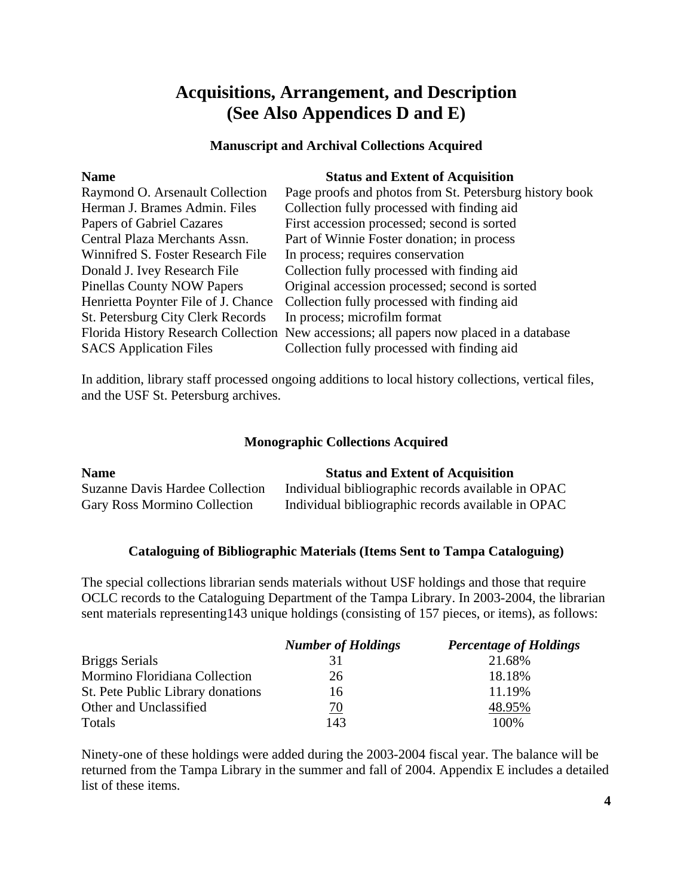# Acquisitions, Arrangement, and Description
# (See Also Appendices D and E)

### Manuscript and Archival Collections Acquired

| Name | Status and Extent of Acquisition |
|---|---|
| Raymond O. Arsenault Collection | Page proofs and photos from St. Petersburg history book |
| Herman J. Brames Admin. Files | Collection fully processed with finding aid |
| Papers of Gabriel Cazares | First accession processed; second is sorted |
| Central Plaza Merchants Assn. | Part of Winnie Foster donation; in process |
| Winnifred S. Foster Research File | In process; requires conservation |
| Donald J. Ivey Research File | Collection fully processed with finding aid |
| Pinellas County NOW Papers | Original accession processed; second is sorted |
| Henrietta Poynter File of J. Chance | Collection fully processed with finding aid |
| St. Petersburg City Clerk Records | In process; microfilm format |
| Florida History Research Collection | New accessions; all papers now placed in a database |
| SACS Application Files | Collection fully processed with finding aid |

In addition, library staff processed ongoing additions to local history collections, vertical files, and the USF St. Petersburg archives.

### Monographic Collections Acquired

| Name | Status and Extent of Acquisition |
|---|---|
| Suzanne Davis Hardee Collection | Individual bibliographic records available in OPAC |
| Gary Ross Mormino Collection | Individual bibliographic records available in OPAC |

### Cataloguing of Bibliographic Materials (Items Sent to Tampa Cataloguing)

The special collections librarian sends materials without USF holdings and those that require OCLC records to the Cataloguing Department of the Tampa Library. In 2003-2004, the librarian sent materials representing143 unique holdings (consisting of 157 pieces, or items), as follows:

| | *Number of Holdings* | *Percentage of Holdings* |
|---|---|---|
| Briggs Serials | 31 | 21.68% |
| Mormino Floridiana Collection | 26 | 18.18% |
| St. Pete Public Library donations | 16 | 11.19% |
| Other and Unclassified | 70 | 48.95% |
| Totals | 143 | 100% |

Ninety-one of these holdings were added during the 2003-2004 fiscal year. The balance will be returned from the Tampa Library in the summer and fall of 2004. Appendix E includes a detailed list of these items.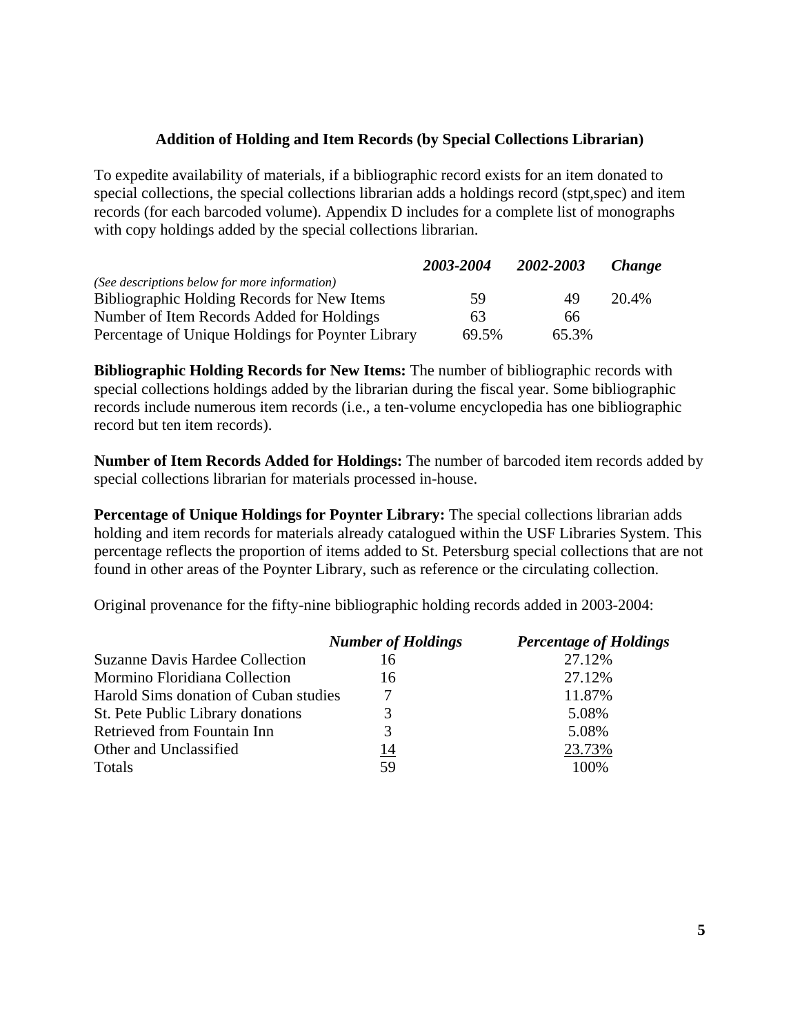### Addition of Holding and Item Records (by Special Collections Librarian)

To expedite availability of materials, if a bibliographic record exists for an item donated to special collections, the special collections librarian adds a holdings record (stpt,spec) and item records (for each barcoded volume). Appendix D includes for a complete list of monographs with copy holdings added by the special collections librarian.

| *(See descriptions below for more information)* | ***2003-2004*** | ***2002-2003*** | ***Change*** |
|---|---|---|---|
| Bibliographic Holding Records for New Items | 59 | 49 | 20.4% |
| Number of Item Records Added for Holdings | 63 | 66 | |
| Percentage of Unique Holdings for Poynter Library | 69.5% | 65.3% | |

**Bibliographic Holding Records for New Items:** The number of bibliographic records with special collections holdings added by the librarian during the fiscal year. Some bibliographic records include numerous item records (i.e., a ten-volume encyclopedia has one bibliographic record but ten item records).

**Number of Item Records Added for Holdings:** The number of barcoded item records added by special collections librarian for materials processed in-house.

**Percentage of Unique Holdings for Poynter Library:** The special collections librarian adds holding and item records for materials already catalogued within the USF Libraries System. This percentage reflects the proportion of items added to St. Petersburg special collections that are not found in other areas of the Poynter Library, such as reference or the circulating collection.

Original provenance for the fifty-nine bibliographic holding records added in 2003-2004:

| | ***Number of Holdings*** | ***Percentage of Holdings*** |
|---|---|---|
| Suzanne Davis Hardee Collection | 16 | 27.12% |
| Mormino Floridiana Collection | 16 | 27.12% |
| Harold Sims donation of Cuban studies | 7 | 11.87% |
| St. Pete Public Library donations | 3 | 5.08% |
| Retrieved from Fountain Inn | 3 | 5.08% |
| Other and Unclassified | 14 | 23.73% |
| Totals | 59 | 100% |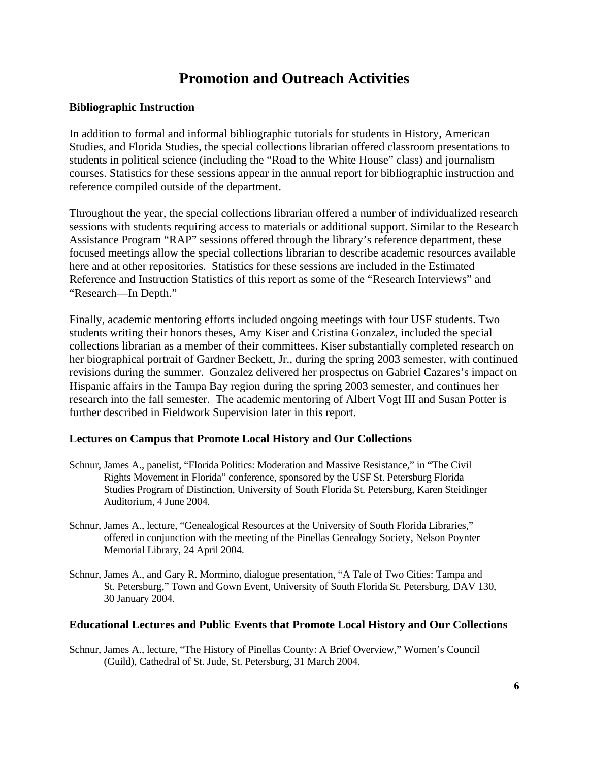# Promotion and Outreach Activities

## Bibliographic Instruction

In addition to formal and informal bibliographic tutorials for students in History, American Studies, and Florida Studies, the special collections librarian offered classroom presentations to students in political science (including the "Road to the White House" class) and journalism courses. Statistics for these sessions appear in the annual report for bibliographic instruction and reference compiled outside of the department.

Throughout the year, the special collections librarian offered a number of individualized research sessions with students requiring access to materials or additional support. Similar to the Research Assistance Program "RAP" sessions offered through the library's reference department, these focused meetings allow the special collections librarian to describe academic resources available here and at other repositories. Statistics for these sessions are included in the Estimated Reference and Instruction Statistics of this report as some of the "Research Interviews" and "Research—In Depth."

Finally, academic mentoring efforts included ongoing meetings with four USF students. Two students writing their honors theses, Amy Kiser and Cristina Gonzalez, included the special collections librarian as a member of their committees. Kiser substantially completed research on her biographical portrait of Gardner Beckett, Jr., during the spring 2003 semester, with continued revisions during the summer. Gonzalez delivered her prospectus on Gabriel Cazares's impact on Hispanic affairs in the Tampa Bay region during the spring 2003 semester, and continues her research into the fall semester. The academic mentoring of Albert Vogt III and Susan Potter is further described in Fieldwork Supervision later in this report.

## Lectures on Campus that Promote Local History and Our Collections

Schnur, James A., panelist, "Florida Politics: Moderation and Massive Resistance," in "The Civil Rights Movement in Florida" conference, sponsored by the USF St. Petersburg Florida Studies Program of Distinction, University of South Florida St. Petersburg, Karen Steidinger Auditorium, 4 June 2004.

Schnur, James A., lecture, "Genealogical Resources at the University of South Florida Libraries," offered in conjunction with the meeting of the Pinellas Genealogy Society, Nelson Poynter Memorial Library, 24 April 2004.

Schnur, James A., and Gary R. Mormino, dialogue presentation, "A Tale of Two Cities: Tampa and St. Petersburg," Town and Gown Event, University of South Florida St. Petersburg, DAV 130, 30 January 2004.

## Educational Lectures and Public Events that Promote Local History and Our Collections

Schnur, James A., lecture, "The History of Pinellas County: A Brief Overview," Women's Council (Guild), Cathedral of St. Jude, St. Petersburg, 31 March 2004.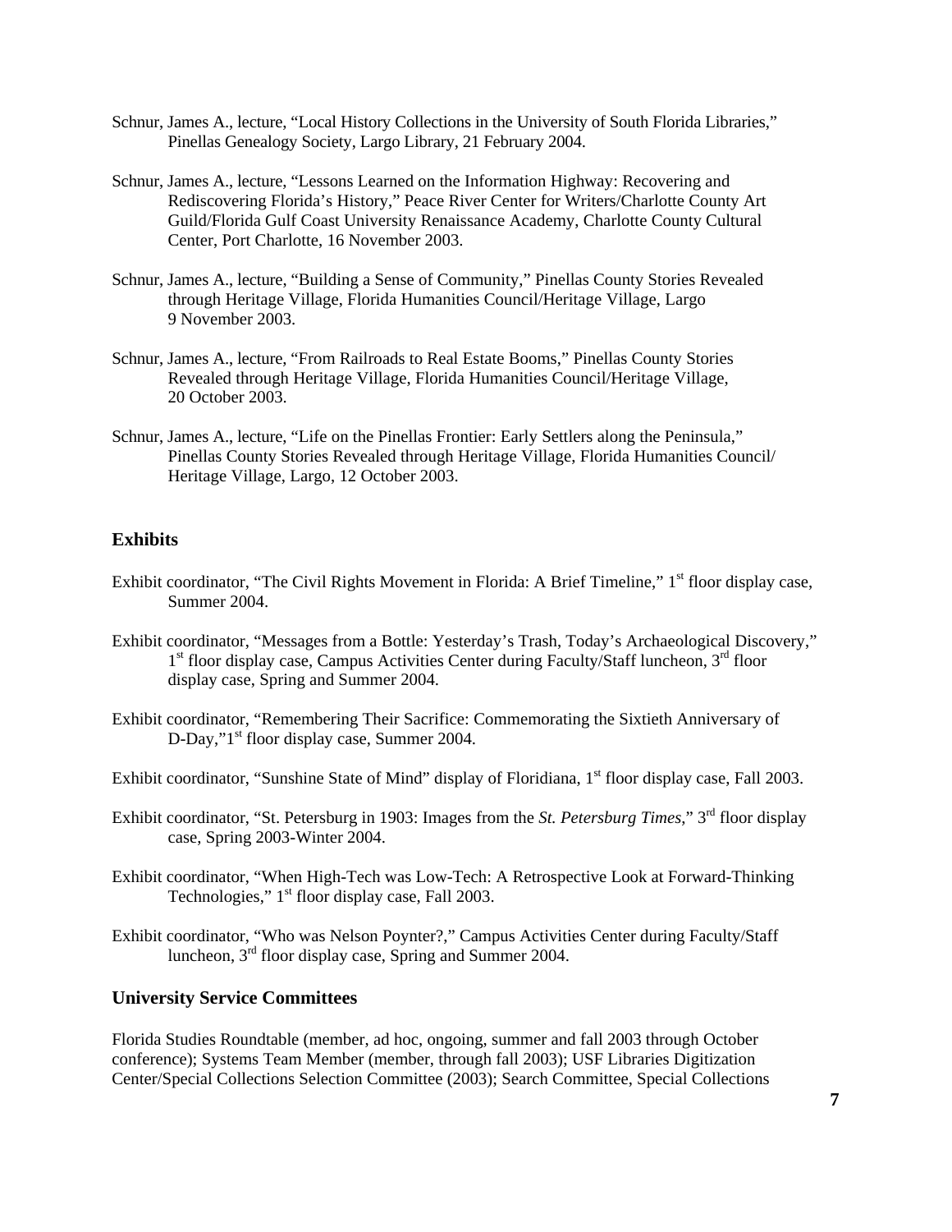Schnur, James A., lecture, "Local History Collections in the University of South Florida Libraries," Pinellas Genealogy Society, Largo Library, 21 February 2004.

Schnur, James A., lecture, "Lessons Learned on the Information Highway: Recovering and Rediscovering Florida's History," Peace River Center for Writers/Charlotte County Art Guild/Florida Gulf Coast University Renaissance Academy, Charlotte County Cultural Center, Port Charlotte, 16 November 2003.

Schnur, James A., lecture, "Building a Sense of Community," Pinellas County Stories Revealed through Heritage Village, Florida Humanities Council/Heritage Village, Largo 9 November 2003.

Schnur, James A., lecture, "From Railroads to Real Estate Booms," Pinellas County Stories Revealed through Heritage Village, Florida Humanities Council/Heritage Village, 20 October 2003.

Schnur, James A., lecture, "Life on the Pinellas Frontier: Early Settlers along the Peninsula," Pinellas County Stories Revealed through Heritage Village, Florida Humanities Council/ Heritage Village, Largo, 12 October 2003.

## Exhibits

Exhibit coordinator, "The Civil Rights Movement in Florida: A Brief Timeline," 1st floor display case, Summer 2004.

Exhibit coordinator, "Messages from a Bottle: Yesterday's Trash, Today's Archaeological Discovery," 1st floor display case, Campus Activities Center during Faculty/Staff luncheon, 3rd floor display case, Spring and Summer 2004.

Exhibit coordinator, "Remembering Their Sacrifice: Commemorating the Sixtieth Anniversary of D-Day," 1st floor display case, Summer 2004.

Exhibit coordinator, "Sunshine State of Mind" display of Floridiana, 1st floor display case, Fall 2003.

Exhibit coordinator, "St. Petersburg in 1903: Images from the *St. Petersburg Times*," 3rd floor display case, Spring 2003-Winter 2004.

Exhibit coordinator, "When High-Tech was Low-Tech: A Retrospective Look at Forward-Thinking Technologies," 1st floor display case, Fall 2003.

Exhibit coordinator, "Who was Nelson Poynter?," Campus Activities Center during Faculty/Staff luncheon, 3rd floor display case, Spring and Summer 2004.

## University Service Committees

Florida Studies Roundtable (member, ad hoc, ongoing, summer and fall 2003 through October conference); Systems Team Member (member, through fall 2003); USF Libraries Digitization Center/Special Collections Selection Committee (2003); Search Committee, Special Collections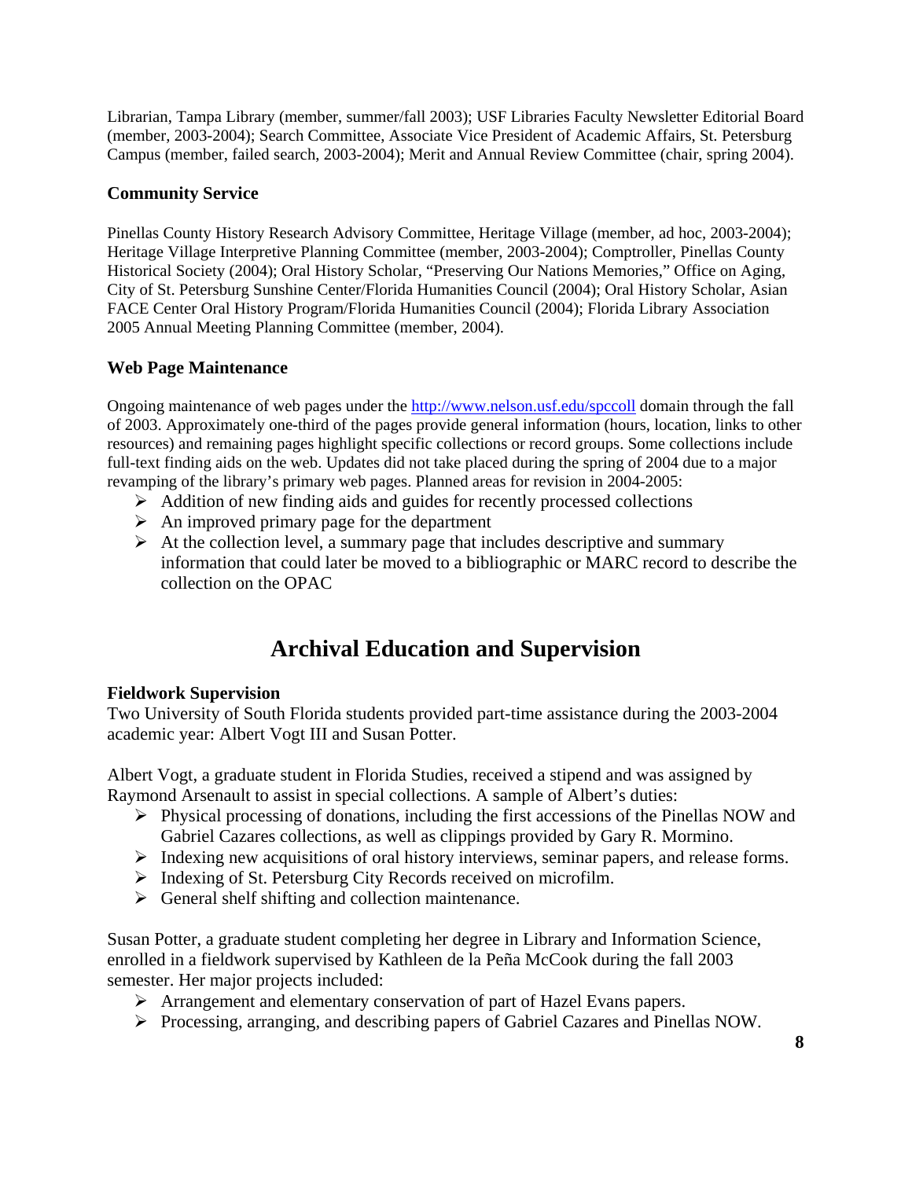Librarian, Tampa Library (member, summer/fall 2003); USF Libraries Faculty Newsletter Editorial Board (member, 2003-2004); Search Committee, Associate Vice President of Academic Affairs, St. Petersburg Campus (member, failed search, 2003-2004); Merit and Annual Review Committee (chair, spring 2004).

### Community Service

Pinellas County History Research Advisory Committee, Heritage Village (member, ad hoc, 2003-2004); Heritage Village Interpretive Planning Committee (member, 2003-2004); Comptroller, Pinellas County Historical Society (2004); Oral History Scholar, "Preserving Our Nations Memories," Office on Aging, City of St. Petersburg Sunshine Center/Florida Humanities Council (2004); Oral History Scholar, Asian FACE Center Oral History Program/Florida Humanities Council (2004); Florida Library Association 2005 Annual Meeting Planning Committee (member, 2004).

### Web Page Maintenance

Ongoing maintenance of web pages under the http://www.nelson.usf.edu/spccoll domain through the fall of 2003. Approximately one-third of the pages provide general information (hours, location, links to other resources) and remaining pages highlight specific collections or record groups. Some collections include full-text finding aids on the web. Updates did not take placed during the spring of 2004 due to a major revamping of the library's primary web pages. Planned areas for revision in 2004-2005:

- Addition of new finding aids and guides for recently processed collections
- An improved primary page for the department
- At the collection level, a summary page that includes descriptive and summary information that could later be moved to a bibliographic or MARC record to describe the collection on the OPAC

## Archival Education and Supervision

### Fieldwork Supervision

Two University of South Florida students provided part-time assistance during the 2003-2004 academic year: Albert Vogt III and Susan Potter.

Albert Vogt, a graduate student in Florida Studies, received a stipend and was assigned by Raymond Arsenault to assist in special collections. A sample of Albert's duties:

- Physical processing of donations, including the first accessions of the Pinellas NOW and Gabriel Cazares collections, as well as clippings provided by Gary R. Mormino.
- Indexing new acquisitions of oral history interviews, seminar papers, and release forms.
- Indexing of St. Petersburg City Records received on microfilm.
- General shelf shifting and collection maintenance.

Susan Potter, a graduate student completing her degree in Library and Information Science, enrolled in a fieldwork supervised by Kathleen de la Peña McCook during the fall 2003 semester. Her major projects included:

- Arrangement and elementary conservation of part of Hazel Evans papers.
- Processing, arranging, and describing papers of Gabriel Cazares and Pinellas NOW.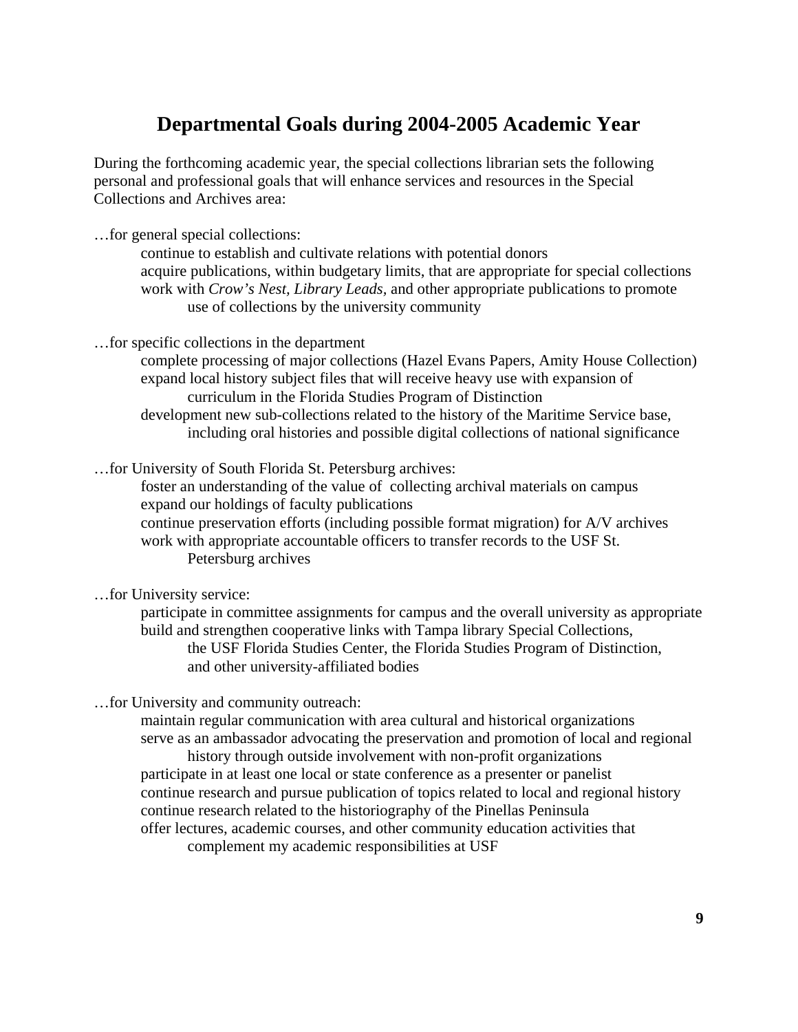## Departmental Goals during 2004-2005 Academic Year

During the forthcoming academic year, the special collections librarian sets the following personal and professional goals that will enhance services and resources in the Special Collections and Archives area:

…for general special collections:

- continue to establish and cultivate relations with potential donors
- acquire publications, within budgetary limits, that are appropriate for special collections
- work with *Crow's Nest*, *Library Leads*, and other appropriate publications to promote use of collections by the university community

…for specific collections in the department

- complete processing of major collections (Hazel Evans Papers, Amity House Collection)
- expand local history subject files that will receive heavy use with expansion of curriculum in the Florida Studies Program of Distinction
- development new sub-collections related to the history of the Maritime Service base, including oral histories and possible digital collections of national significance

…for University of South Florida St. Petersburg archives:

- foster an understanding of the value of collecting archival materials on campus
- expand our holdings of faculty publications
- continue preservation efforts (including possible format migration) for A/V archives
- work with appropriate accountable officers to transfer records to the USF St. Petersburg archives

…for University service:

- participate in committee assignments for campus and the overall university as appropriate
- build and strengthen cooperative links with Tampa library Special Collections, the USF Florida Studies Center, the Florida Studies Program of Distinction, and other university-affiliated bodies

…for University and community outreach:

- maintain regular communication with area cultural and historical organizations
- serve as an ambassador advocating the preservation and promotion of local and regional history through outside involvement with non-profit organizations
- participate in at least one local or state conference as a presenter or panelist
- continue research and pursue publication of topics related to local and regional history
- continue research related to the historiography of the Pinellas Peninsula
- offer lectures, academic courses, and other community education activities that complement my academic responsibilities at USF